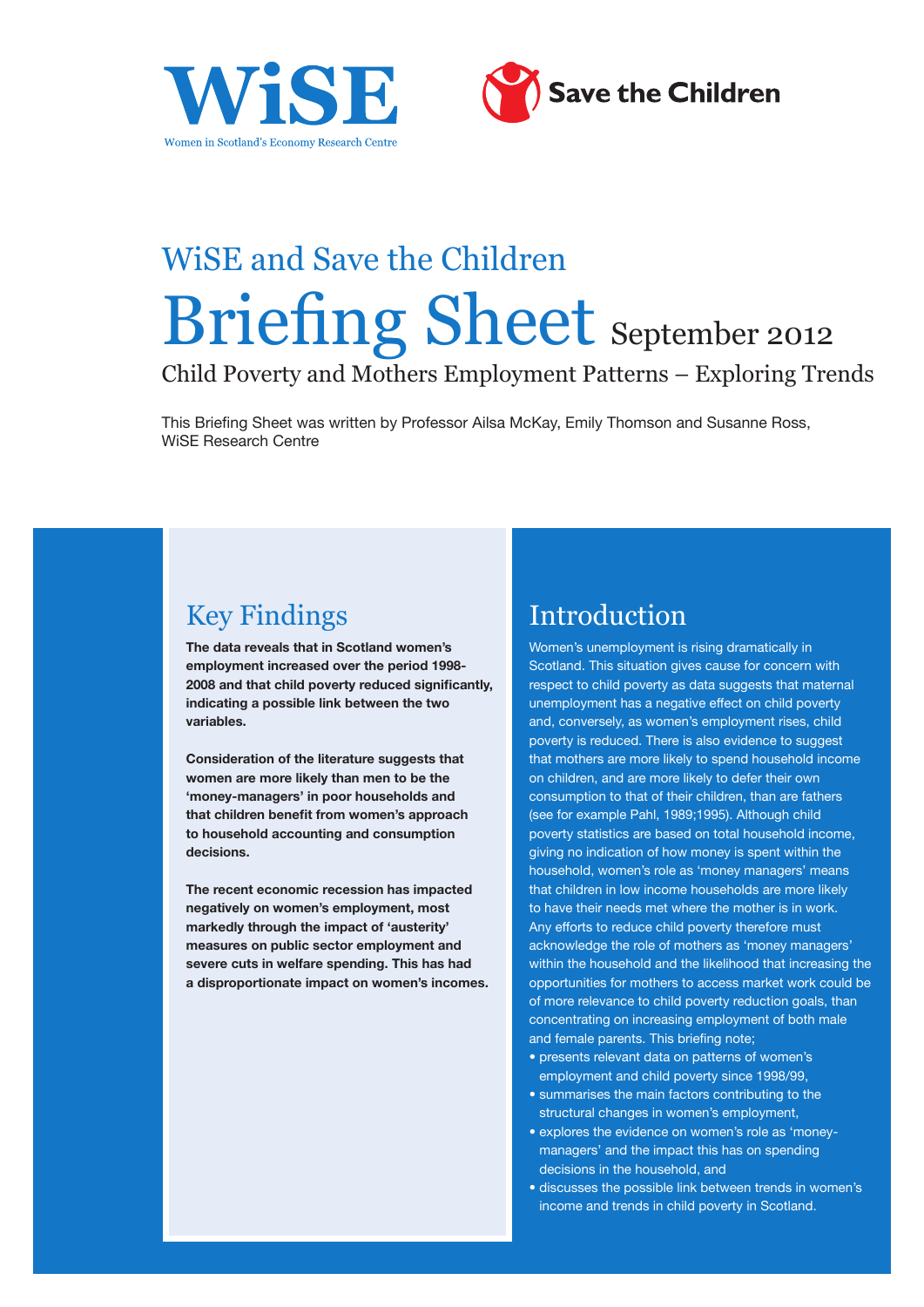WiSE

Women in Scotland's Economy Research Centre

Save the Children

WiSE and Save the Children

# Briefing Sheet September 2012

## Child Poverty and Mothers Employment Patterns – Exploring Trends

This Briefing Sheet was written by Professor Ailsa McKay, Emily Thomson and Susanne Ross, WiSE Research Centre

## Key Findings

**The data reveals that in Scotland women's employment increased over the period 1998-2008 and that child poverty reduced significantly, indicating a possible link between the two variables.**

**Consideration of the literature suggests that women are more likely than men to be the 'money-managers' in poor households and that children benefit from women's approach to household accounting and consumption decisions.**

**The recent economic recession has impacted negatively on women's employment, most markedly through the impact of 'austerity' measures on public sector employment and severe cuts in welfare spending. This has had a disproportionate impact on women's incomes.**

## Introduction

Women's unemployment is rising dramatically in Scotland. This situation gives cause for concern with respect to child poverty as data suggests that maternal unemployment has a negative effect on child poverty and, conversely, as women's employment rises, child poverty is reduced. There is also evidence to suggest that mothers are more likely to spend household income on children, and are more likely to defer their own consumption to that of their children, than are fathers (see for example Pahl, 1989;1995). Although child poverty statistics are based on total household income, giving no indication of how money is spent within the household, women's role as 'money managers' means that children in low income households are more likely to have their needs met where the mother is in work. Any efforts to reduce child poverty therefore must acknowledge the role of mothers as 'money managers' within the household and the likelihood that increasing the opportunities for mothers to access market work could be of more relevance to child poverty reduction goals, than concentrating on increasing employment of both male and female parents. This briefing note;

- presents relevant data on patterns of women's employment and child poverty since 1998/99,
- summarises the main factors contributing to the structural changes in women's employment,
- explores the evidence on women's role as 'money-managers' and the impact this has on spending decisions in the household, and
- discusses the possible link between trends in women's income and trends in child poverty in Scotland.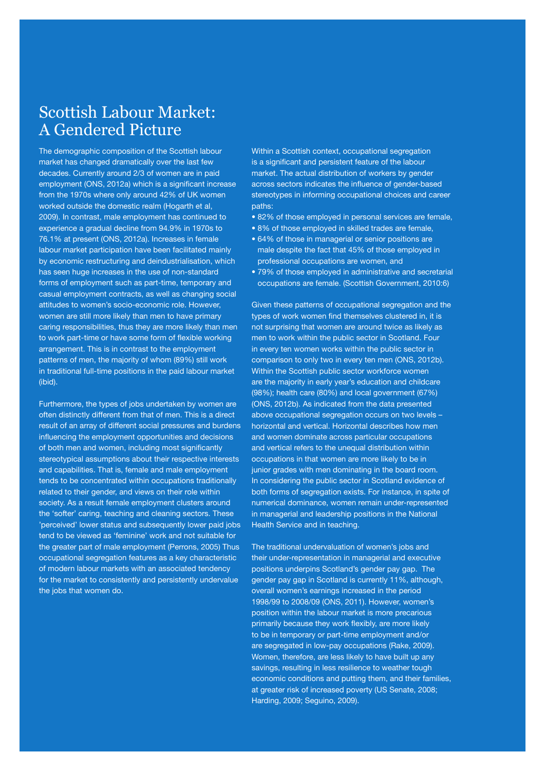# Scottish Labour Market: A Gendered Picture

The demographic composition of the Scottish labour market has changed dramatically over the last few decades. Currently around 2/3 of women are in paid employment (ONS, 2012a) which is a significant increase from the 1970s where only around 42% of UK women worked outside the domestic realm (Hogarth et al, 2009). In contrast, male employment has continued to experience a gradual decline from 94.9% in 1970s to 76.1% at present (ONS, 2012a). Increases in female labour market participation have been facilitated mainly by economic restructuring and deindustrialisation, which has seen huge increases in the use of non-standard forms of employment such as part-time, temporary and casual employment contracts, as well as changing social attitudes to women's socio-economic role. However, women are still more likely than men to have primary caring responsibilities, thus they are more likely than men to work part-time or have some form of flexible working arrangement. This is in contrast to the employment patterns of men, the majority of whom (89%) still work in traditional full-time positions in the paid labour market (ibid).

Furthermore, the types of jobs undertaken by women are often distinctly different from that of men. This is a direct result of an array of different social pressures and burdens influencing the employment opportunities and decisions of both men and women, including most significantly stereotypical assumptions about their respective interests and capabilities. That is, female and male employment tends to be concentrated within occupations traditionally related to their gender, and views on their role within society. As a result female employment clusters around the 'softer' caring, teaching and cleaning sectors. These 'perceived' lower status and subsequently lower paid jobs tend to be viewed as 'feminine' work and not suitable for the greater part of male employment (Perrons, 2005) Thus occupational segregation features as a key characteristic of modern labour markets with an associated tendency for the market to consistently and persistently undervalue the jobs that women do.

Within a Scottish context, occupational segregation is a significant and persistent feature of the labour market. The actual distribution of workers by gender across sectors indicates the influence of gender-based stereotypes in informing occupational choices and career paths:

- 82% of those employed in personal services are female,
- 8% of those employed in skilled trades are female,
- 64% of those in managerial or senior positions are male despite the fact that 45% of those employed in professional occupations are women, and
- 79% of those employed in administrative and secretarial occupations are female. (Scottish Government, 2010:6)

Given these patterns of occupational segregation and the types of work women find themselves clustered in, it is not surprising that women are around twice as likely as men to work within the public sector in Scotland. Four in every ten women works within the public sector in comparison to only two in every ten men (ONS, 2012b). Within the Scottish public sector workforce women are the majority in early year's education and childcare (98%); health care (80%) and local government (67%) (ONS, 2012b). As indicated from the data presented above occupational segregation occurs on two levels – horizontal and vertical. Horizontal describes how men and women dominate across particular occupations and vertical refers to the unequal distribution within occupations in that women are more likely to be in junior grades with men dominating in the board room. In considering the public sector in Scotland evidence of both forms of segregation exists. For instance, in spite of numerical dominance, women remain under-represented in managerial and leadership positions in the National Health Service and in teaching.

The traditional undervaluation of women's jobs and their under-representation in managerial and executive positions underpins Scotland's gender pay gap. The gender pay gap in Scotland is currently 11%, although, overall women's earnings increased in the period 1998/99 to 2008/09 (ONS, 2011). However, women's position within the labour market is more precarious primarily because they work flexibly, are more likely to be in temporary or part-time employment and/or are segregated in low-pay occupations (Rake, 2009). Women, therefore, are less likely to have built up any savings, resulting in less resilience to weather tough economic conditions and putting them, and their families, at greater risk of increased poverty (US Senate, 2008; Harding, 2009; Seguino, 2009).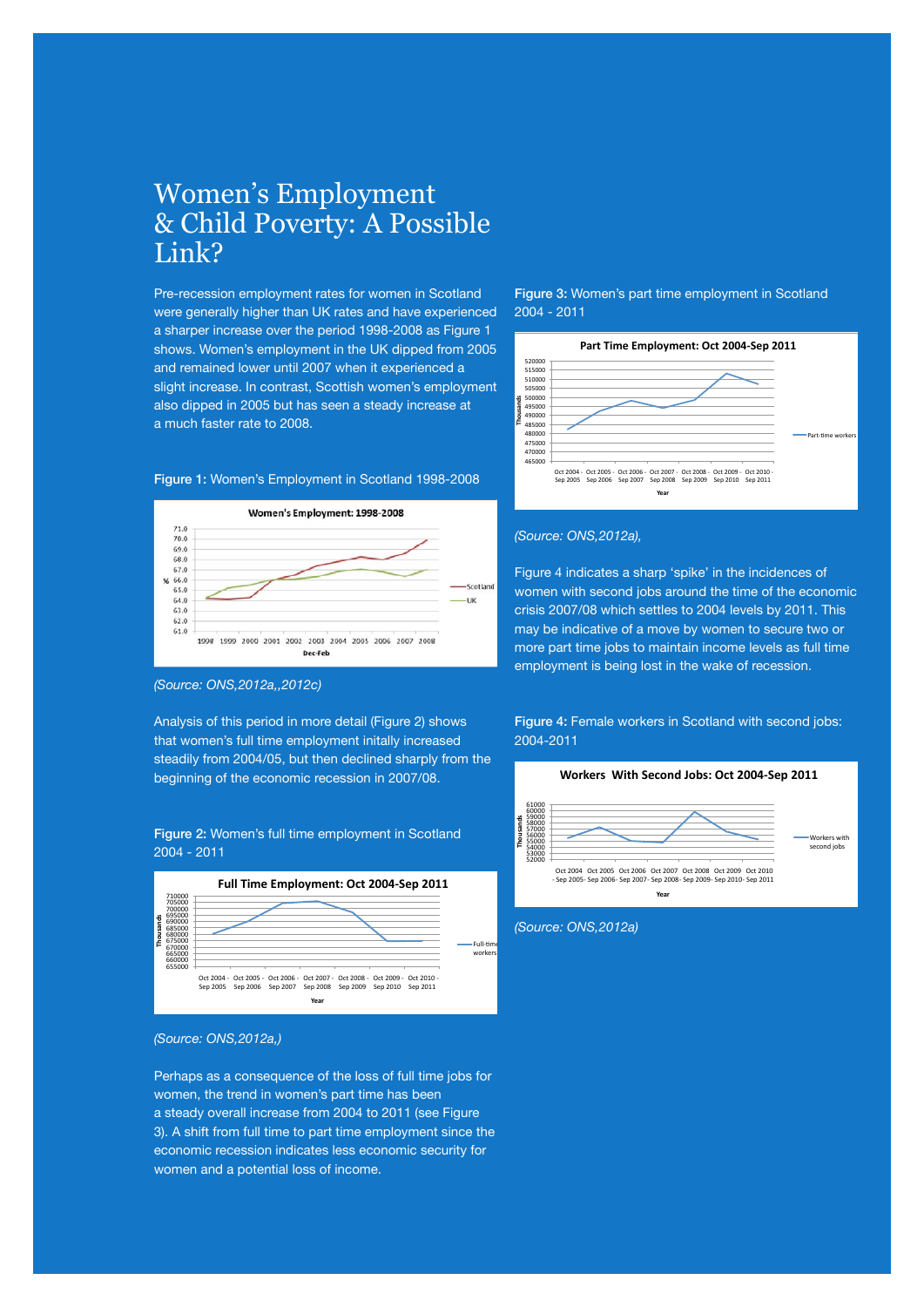# Women's Employment & Child Poverty: A Possible Link?

Pre-recession employment rates for women in Scotland were generally higher than UK rates and have experienced a sharper increase over the period 1998-2008 as Figure 1 shows. Women's employment in the UK dipped from 2005 and remained lower until 2007 when it experienced a slight increase. In contrast, Scottish women's employment also dipped in 2005 but has seen a steady increase at a much faster rate to 2008.

**Figure 1:** Women's Employment in Scotland 1998-2008

*(Source: ONS,2012a,,2012c)*

Analysis of this period in more detail (Figure 2) shows that women's full time employment initally increased steadily from 2004/05, but then declined sharply from the beginning of the economic recession in 2007/08.

**Figure 2:** Women's full time employment in Scotland 2004 - 2011

*(Source: ONS,2012a,)*

Perhaps as a consequence of the loss of full time jobs for women, the trend in women's part time has been a steady overall increase from 2004 to 2011 (see Figure 3). A shift from full time to part time employment since the economic recession indicates less economic security for women and a potential loss of income.

**Figure 3:** Women's part time employment in Scotland 2004 - 2011

*(Source: ONS,2012a),*

Figure 4 indicates a sharp 'spike' in the incidences of women with second jobs around the time of the economic crisis 2007/08 which settles to 2004 levels by 2011. This may be indicative of a move by women to secure two or more part time jobs to maintain income levels as full time employment is being lost in the wake of recession.

**Figure 4:** Female workers in Scotland with second jobs: 2004-2011

*(Source: ONS,2012a)*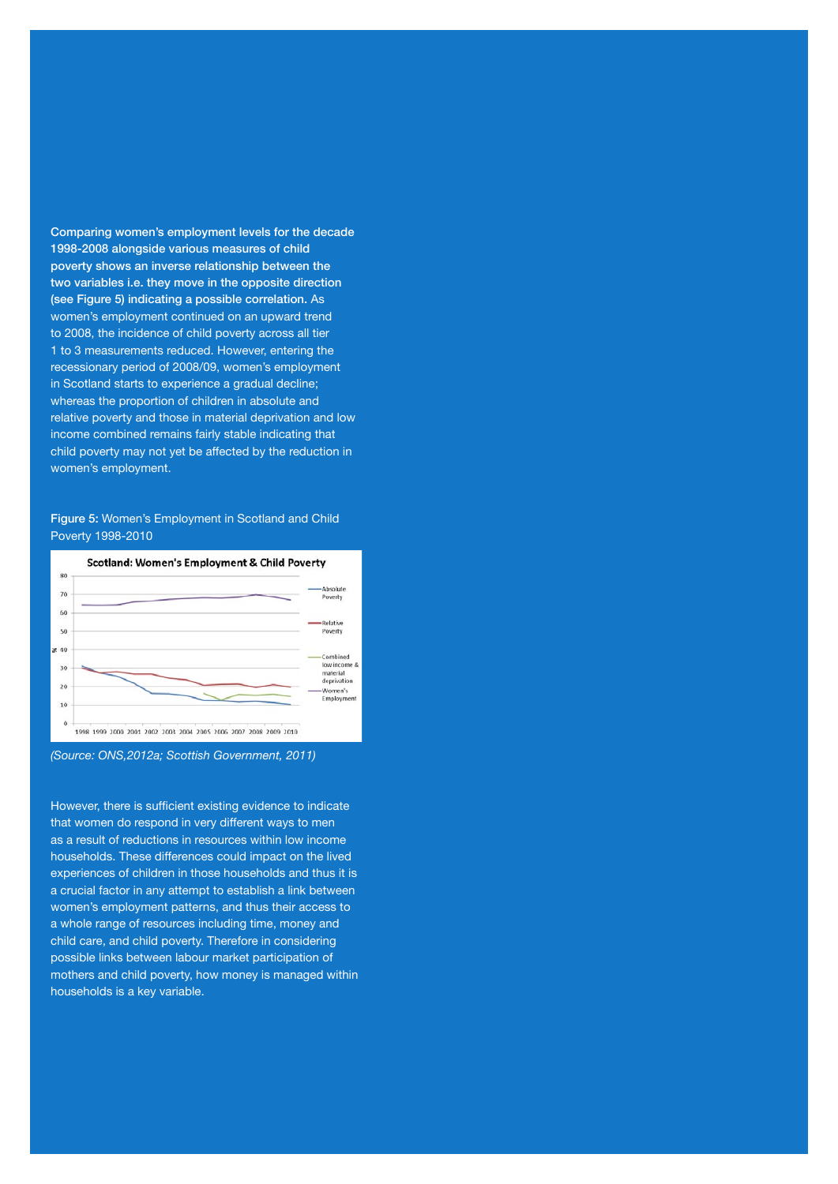**Comparing women's employment levels for the decade 1998-2008 alongside various measures of child poverty shows an inverse relationship between the two variables i.e. they move in the opposite direction (see Figure 5) indicating a possible correlation.** As women's employment continued on an upward trend to 2008, the incidence of child poverty across all tier 1 to 3 measurements reduced. However, entering the recessionary period of 2008/09, women's employment in Scotland starts to experience a gradual decline; whereas the proportion of children in absolute and relative poverty and those in material deprivation and low income combined remains fairly stable indicating that child poverty may not yet be affected by the reduction in women's employment.

**Figure 5:** Women's Employment in Scotland and Child Poverty 1998-2010

*(Source: ONS,2012a; Scottish Government, 2011)*

However, there is sufficient existing evidence to indicate that women do respond in very different ways to men as a result of reductions in resources within low income households. These differences could impact on the lived experiences of children in those households and thus it is a crucial factor in any attempt to establish a link between women's employment patterns, and thus their access to a whole range of resources including time, money and child care, and child poverty. Therefore in considering possible links between labour market participation of mothers and child poverty, how money is managed within households is a key variable.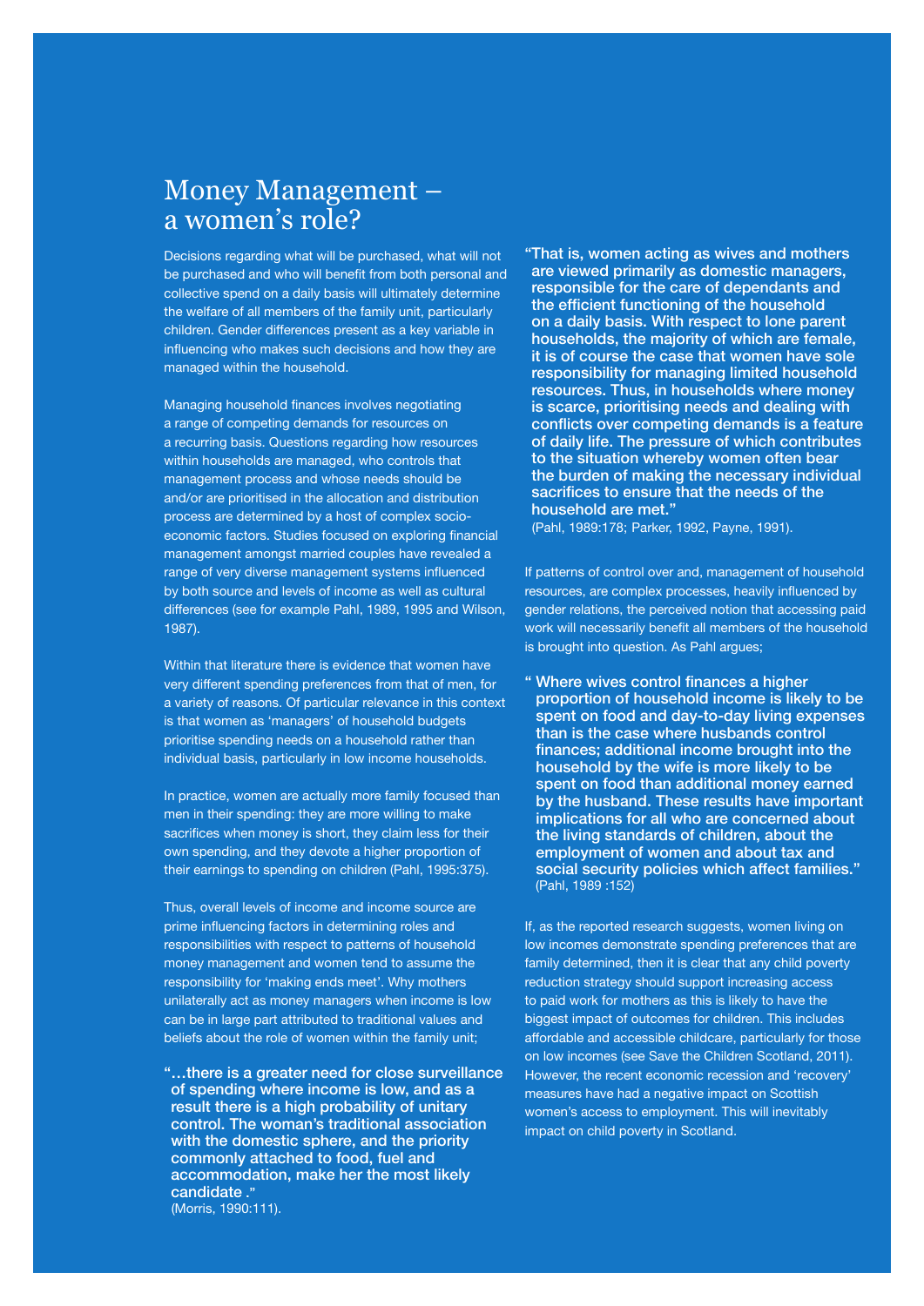# Money Management – a women's role?

Decisions regarding what will be purchased, what will not be purchased and who will benefit from both personal and collective spend on a daily basis will ultimately determine the welfare of all members of the family unit, particularly children. Gender differences present as a key variable in influencing who makes such decisions and how they are managed within the household.

Managing household finances involves negotiating a range of competing demands for resources on a recurring basis. Questions regarding how resources within households are managed, who controls that management process and whose needs should be and/or are prioritised in the allocation and distribution process are determined by a host of complex socio-economic factors. Studies focused on exploring financial management amongst married couples have revealed a range of very diverse management systems influenced by both source and levels of income as well as cultural differences (see for example Pahl, 1989, 1995 and Wilson, 1987).

Within that literature there is evidence that women have very different spending preferences from that of men, for a variety of reasons. Of particular relevance in this context is that women as 'managers' of household budgets prioritise spending needs on a household rather than individual basis, particularly in low income households.

In practice, women are actually more family focused than men in their spending: they are more willing to make sacrifices when money is short, they claim less for their own spending, and they devote a higher proportion of their earnings to spending on children (Pahl, 1995:375).

Thus, overall levels of income and income source are prime influencing factors in determining roles and responsibilities with respect to patterns of household money management and women tend to assume the responsibility for 'making ends meet'. Why mothers unilaterally act as money managers when income is low can be in large part attributed to traditional values and beliefs about the role of women within the family unit;

> **"…there is a greater need for close surveillance of spending where income is low, and as a result there is a high probability of unitary control. The woman's traditional association with the domestic sphere, and the priority commonly attached to food, fuel and accommodation, make her the most likely candidate ."**
> (Morris, 1990:111).

> **"That is, women acting as wives and mothers are viewed primarily as domestic managers, responsible for the care of dependants and the efficient functioning of the household on a daily basis. With respect to lone parent households, the majority of which are female, it is of course the case that women have sole responsibility for managing limited household resources. Thus, in households where money is scarce, prioritising needs and dealing with conflicts over competing demands is a feature of daily life. The pressure of which contributes to the situation whereby women often bear the burden of making the necessary individual sacrifices to ensure that the needs of the household are met."**
> (Pahl, 1989:178; Parker, 1992, Payne, 1991).

If patterns of control over and, management of household resources, are complex processes, heavily influenced by gender relations, the perceived notion that accessing paid work will necessarily benefit all members of the household is brought into question. As Pahl argues;

> **" Where wives control finances a higher proportion of household income is likely to be spent on food and day-to-day living expenses than is the case where husbands control finances; additional income brought into the household by the wife is more likely to be spent on food than additional money earned by the husband. These results have important implications for all who are concerned about the living standards of children, about the employment of women and about tax and social security policies which affect families."**
> (Pahl, 1989 :152)

If, as the reported research suggests, women living on low incomes demonstrate spending preferences that are family determined, then it is clear that any child poverty reduction strategy should support increasing access to paid work for mothers as this is likely to have the biggest impact of outcomes for children. This includes affordable and accessible childcare, particularly for those on low incomes (see Save the Children Scotland, 2011). However, the recent economic recession and 'recovery' measures have had a negative impact on Scottish women's access to employment. This will inevitably impact on child poverty in Scotland.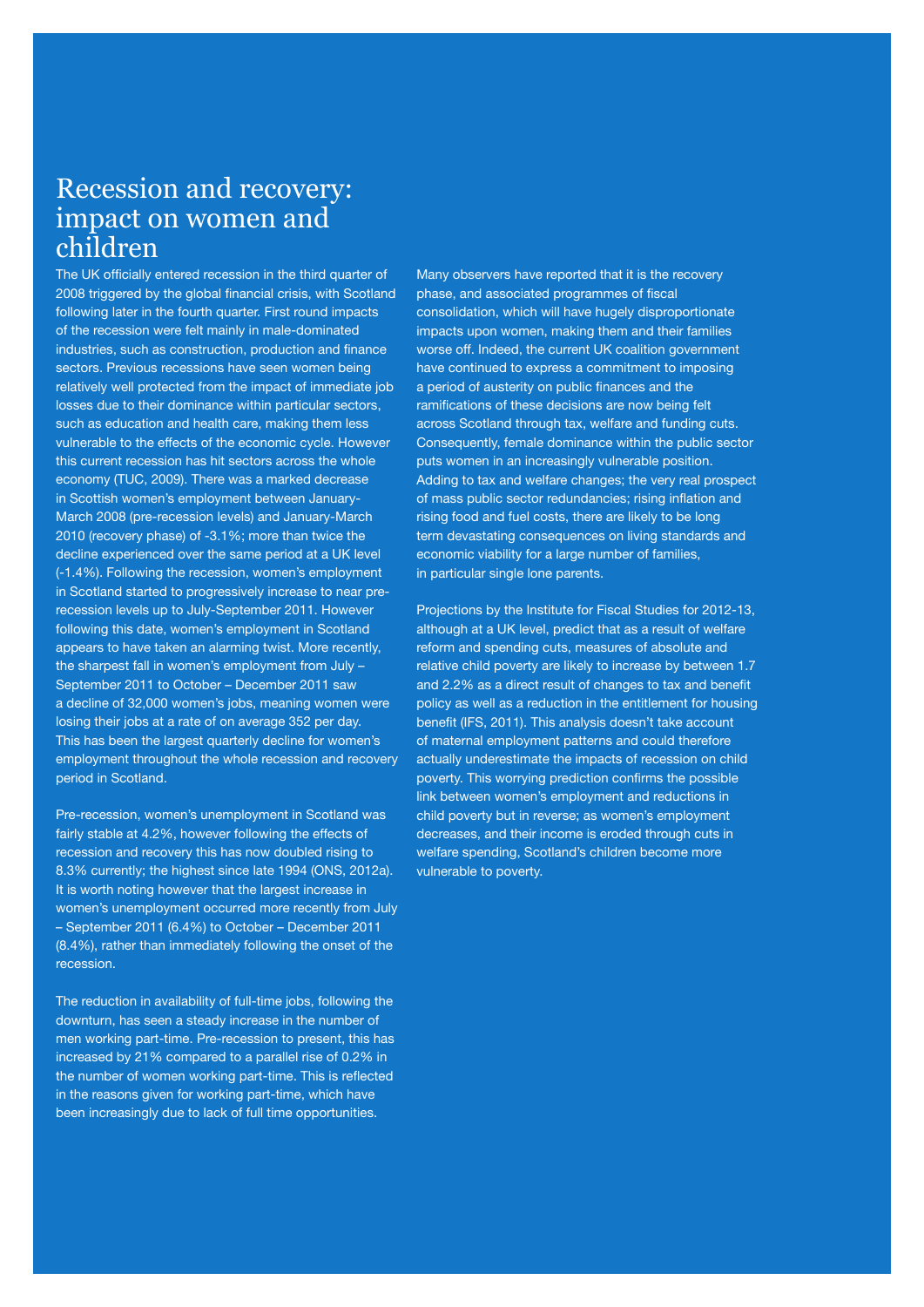# Recession and recovery: impact on women and children

The UK officially entered recession in the third quarter of 2008 triggered by the global financial crisis, with Scotland following later in the fourth quarter. First round impacts of the recession were felt mainly in male-dominated industries, such as construction, production and finance sectors. Previous recessions have seen women being relatively well protected from the impact of immediate job losses due to their dominance within particular sectors, such as education and health care, making them less vulnerable to the effects of the economic cycle. However this current recession has hit sectors across the whole economy (TUC, 2009). There was a marked decrease in Scottish women's employment between January-March 2008 (pre-recession levels) and January-March 2010 (recovery phase) of -3.1%; more than twice the decline experienced over the same period at a UK level (-1.4%). Following the recession, women's employment in Scotland started to progressively increase to near pre-recession levels up to July-September 2011. However following this date, women's employment in Scotland appears to have taken an alarming twist. More recently, the sharpest fall in women's employment from July – September 2011 to October – December 2011 saw a decline of 32,000 women's jobs, meaning women were losing their jobs at a rate of on average 352 per day. This has been the largest quarterly decline for women's employment throughout the whole recession and recovery period in Scotland.

Pre-recession, women's unemployment in Scotland was fairly stable at 4.2%, however following the effects of recession and recovery this has now doubled rising to 8.3% currently; the highest since late 1994 (ONS, 2012a). It is worth noting however that the largest increase in women's unemployment occurred more recently from July – September 2011 (6.4%) to October – December 2011 (8.4%), rather than immediately following the onset of the recession.

The reduction in availability of full-time jobs, following the downturn, has seen a steady increase in the number of men working part-time. Pre-recession to present, this has increased by 21% compared to a parallel rise of 0.2% in the number of women working part-time. This is reflected in the reasons given for working part-time, which have been increasingly due to lack of full time opportunities.

Many observers have reported that it is the recovery phase, and associated programmes of fiscal consolidation, which will have hugely disproportionate impacts upon women, making them and their families worse off. Indeed, the current UK coalition government have continued to express a commitment to imposing a period of austerity on public finances and the ramifications of these decisions are now being felt across Scotland through tax, welfare and funding cuts. Consequently, female dominance within the public sector puts women in an increasingly vulnerable position. Adding to tax and welfare changes; the very real prospect of mass public sector redundancies; rising inflation and rising food and fuel costs, there are likely to be long term devastating consequences on living standards and economic viability for a large number of families, in particular single lone parents.

Projections by the Institute for Fiscal Studies for 2012-13, although at a UK level, predict that as a result of welfare reform and spending cuts, measures of absolute and relative child poverty are likely to increase by between 1.7 and 2.2% as a direct result of changes to tax and benefit policy as well as a reduction in the entitlement for housing benefit (IFS, 2011). This analysis doesn't take account of maternal employment patterns and could therefore actually underestimate the impacts of recession on child poverty. This worrying prediction confirms the possible link between women's employment and reductions in child poverty but in reverse; as women's employment decreases, and their income is eroded through cuts in welfare spending, Scotland's children become more vulnerable to poverty.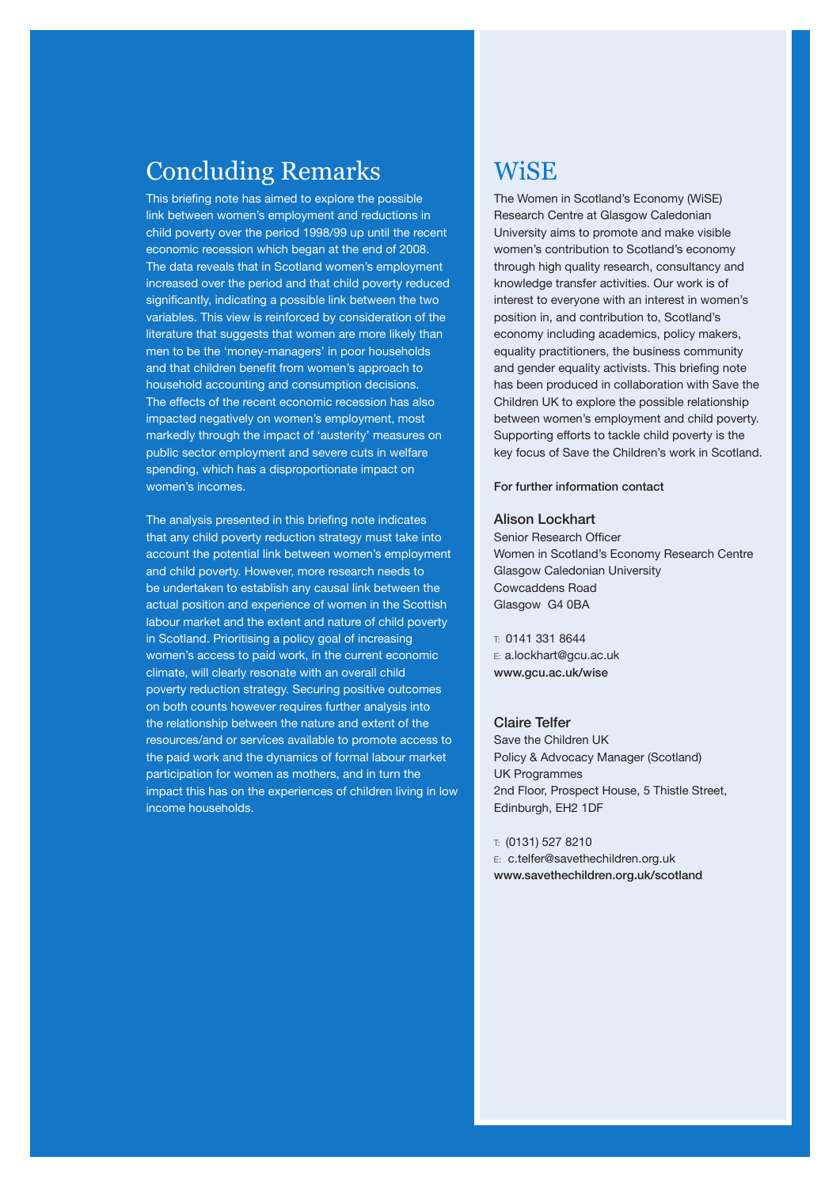## Concluding Remarks

This briefing note has aimed to explore the possible link between women's employment and reductions in child poverty over the period 1998/99 up until the recent economic recession which began at the end of 2008. The data reveals that in Scotland women's employment increased over the period and that child poverty reduced significantly, indicating a possible link between the two variables. This view is reinforced by consideration of the literature that suggests that women are more likely than men to be the 'money-managers' in poor households and that children benefit from women's approach to household accounting and consumption decisions. The effects of the recent economic recession has also impacted negatively on women's employment, most markedly through the impact of 'austerity' measures on public sector employment and severe cuts in welfare spending, which has a disproportionate impact on women's incomes.

The analysis presented in this briefing note indicates that any child poverty reduction strategy must take into account the potential link between women's employment and child poverty. However, more research needs to be undertaken to establish any causal link between the actual position and experience of women in the Scottish labour market and the extent and nature of child poverty in Scotland. Prioritising a policy goal of increasing women's access to paid work, in the current economic climate, will clearly resonate with an overall child poverty reduction strategy. Securing positive outcomes on both counts however requires further analysis into the relationship between the nature and extent of the resources/and or services available to promote access to the paid work and the dynamics of formal labour market participation for women as mothers, and in turn the impact this has on the experiences of children living in low income households.

## WiSE

The Women in Scotland's Economy (WiSE) Research Centre at Glasgow Caledonian University aims to promote and make visible women's contribution to Scotland's economy through high quality research, consultancy and knowledge transfer activities. Our work is of interest to everyone with an interest in women's position in, and contribution to, Scotland's economy including academics, policy makers, equality practitioners, the business community and gender equality activists. This briefing note has been produced in collaboration with Save the Children UK to explore the possible relationship between women's employment and child poverty. Supporting efforts to tackle child poverty is the key focus of Save the Children's work in Scotland.

**For further information contact**

**Alison Lockhart**
Senior Research Officer
Women in Scotland's Economy Research Centre
Glasgow Caledonian University
Cowcaddens Road
Glasgow G4 0BA

T: 0141 331 8644
E: a.lockhart@gcu.ac.uk
**www.gcu.ac.uk/wise**

**Claire Telfer**
Save the Children UK
Policy & Advocacy Manager (Scotland)
UK Programmes
2nd Floor, Prospect House, 5 Thistle Street,
Edinburgh, EH2 1DF

T: (0131) 527 8210
E: c.telfer@savethechildren.org.uk
**www.savethechildren.org.uk/scotland**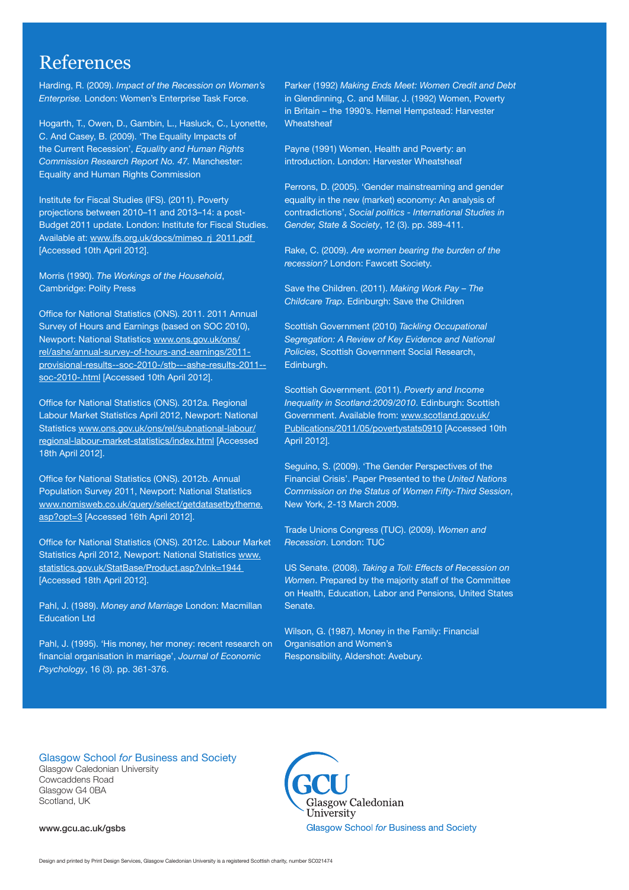# References

Harding, R. (2009). *Impact of the Recession on Women's Enterprise.* London: Women's Enterprise Task Force.

Hogarth, T., Owen, D., Gambin, L., Hasluck, C., Lyonette, C. And Casey, B. (2009). 'The Equality Impacts of the Current Recession', *Equality and Human Rights Commission Research Report No. 47.* Manchester: Equality and Human Rights Commission

Institute for Fiscal Studies (IFS). (2011). Poverty projections between 2010–11 and 2013–14: a post-Budget 2011 update. London: Institute for Fiscal Studies. Available at: www.ifs.org.uk/docs/mimeo_rj_2011.pdf [Accessed 10th April 2012].

Morris (1990). *The Workings of the Household*, Cambridge: Polity Press

Office for National Statistics (ONS). 2011. 2011 Annual Survey of Hours and Earnings (based on SOC 2010), Newport: National Statistics www.ons.gov.uk/ons/rel/ashe/annual-survey-of-hours-and-earnings/2011-provisional-results--soc-2010-/stb---ashe-results-2011--soc-2010-.html [Accessed 10th April 2012].

Office for National Statistics (ONS). 2012a. Regional Labour Market Statistics April 2012, Newport: National Statistics www.ons.gov.uk/ons/rel/subnational-labour/regional-labour-market-statistics/index.html [Accessed 18th April 2012].

Office for National Statistics (ONS). 2012b. Annual Population Survey 2011, Newport: National Statistics www.nomisweb.co.uk/query/select/getdatasetbytheme.asp?opt=3 [Accessed 16th April 2012].

Office for National Statistics (ONS). 2012c. Labour Market Statistics April 2012, Newport: National Statistics www.statistics.gov.uk/StatBase/Product.asp?vlnk=1944 [Accessed 18th April 2012].

Pahl, J. (1989). *Money and Marriage* London: Macmillan Education Ltd

Pahl, J. (1995). 'His money, her money: recent research on financial organisation in marriage', *Journal of Economic Psychology*, 16 (3). pp. 361-376.

Parker (1992) *Making Ends Meet: Women Credit and Debt* in Glendinning, C. and Millar, J. (1992) Women, Poverty in Britain – the 1990's. Hemel Hempstead: Harvester Wheatsheaf

Payne (1991) Women, Health and Poverty: an introduction. London: Harvester Wheatsheaf

Perrons, D. (2005). 'Gender mainstreaming and gender equality in the new (market) economy: An analysis of contradictions', *Social politics - International Studies in Gender, State & Society*, 12 (3). pp. 389-411.

Rake, C. (2009). *Are women bearing the burden of the recession?* London: Fawcett Society.

Save the Children. (2011). *Making Work Pay – The Childcare Trap*. Edinburgh: Save the Children

Scottish Government (2010) *Tackling Occupational Segregation: A Review of Key Evidence and National Policies*, Scottish Government Social Research, Edinburgh.

Scottish Government. (2011). *Poverty and Income Inequality in Scotland:2009/2010*. Edinburgh: Scottish Government. Available from: www.scotland.gov.uk/Publications/2011/05/povertystats0910 [Accessed 10th April 2012].

Seguino, S. (2009). 'The Gender Perspectives of the Financial Crisis'. Paper Presented to the *United Nations Commission on the Status of Women Fifty-Third Session*, New York, 2-13 March 2009.

Trade Unions Congress (TUC). (2009). *Women and Recession*. London: TUC

US Senate. (2008). *Taking a Toll: Effects of Recession on Women*. Prepared by the majority staff of the Committee on Health, Education, Labor and Pensions, United States Senate.

Wilson, G. (1987). Money in the Family: Financial Organisation and Women's Responsibility, Aldershot: Avebury.

Glasgow School *for* Business and Society
Glasgow Caledonian University
Cowcaddens Road
Glasgow G4 0BA
Scotland, UK

**www.gcu.ac.uk/gsbs**

GCU Glasgow Caledonian University
Glasgow School *for* Business and Society

Design and printed by Print Design Services, Glasgow Caledonian University is a registered Scottish charity, number SC021474